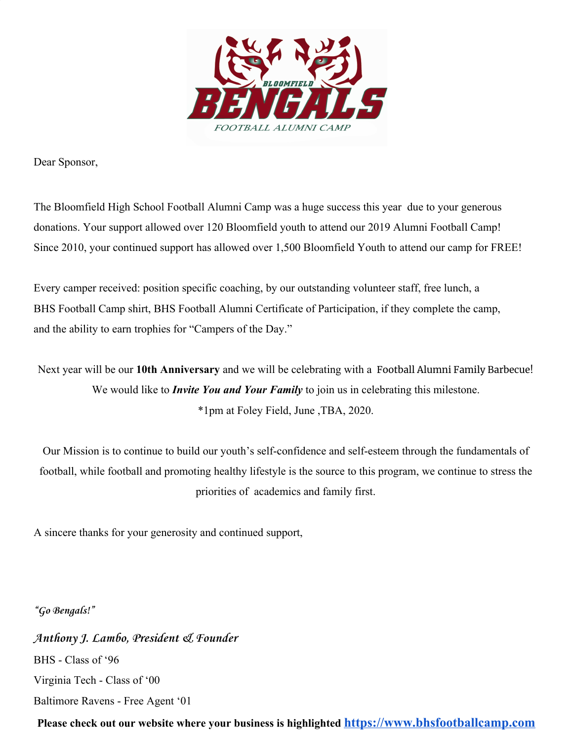BLOOMFIELD

BENGALS

FOOTBALL ALUMNI CAMP

Dear Sponsor,

The Bloomfield High School Football Alumni Camp was a huge success this year due to your generous donations. Your support allowed over 120 Bloomfield youth to attend our 2019 Alumni Football Camp! Since 2010, your continued support has allowed over 1,500 Bloomfield Youth to attend our camp for FREE!

Every camper received: position specific coaching, by our outstanding volunteer staff, free lunch, a BHS Football Camp shirt, BHS Football Alumni Certificate of Participation, if they complete the camp, and the ability to earn trophies for "Campers of the Day."

Next year will be our **10th Anniversary** and we will be celebrating with a Football Alumni Family Barbecue!
We would like to ***Invite You and Your Family*** to join us in celebrating this milestone.
*1pm at Foley Field, June ,TBA, 2020.

Our Mission is to continue to build our youth's self-confidence and self-esteem through the fundamentals of football, while football and promoting healthy lifestyle is the source to this program, we continue to stress the priorities of academics and family first.

A sincere thanks for your generosity and continued support,

*"Go Bengals!"*

*Anthony J. Lambo, President & Founder*
BHS - Class of '96
Virginia Tech - Class of '00
Baltimore Ravens - Free Agent '01

**Please check out our website where your business is highlighted https://www.bhsfootballcamp.com**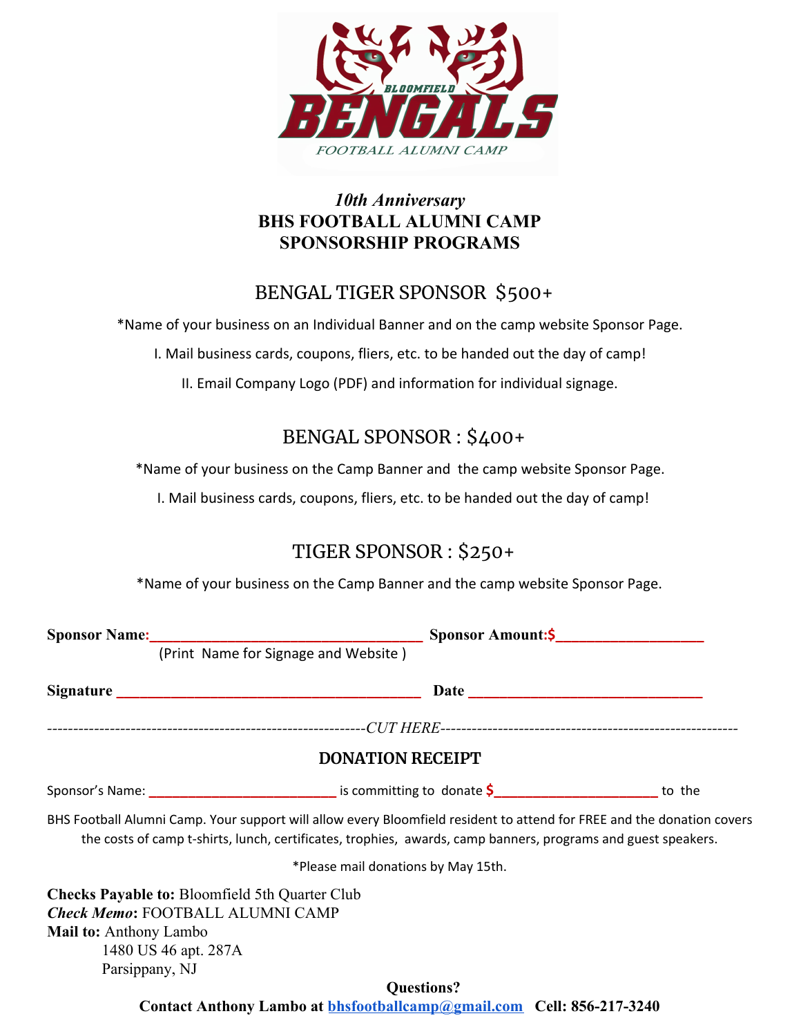BLOOMFIELD

BENGALS

FOOTBALL ALUMNI CAMP

***10th Anniversary***

**BHS FOOTBALL ALUMNI CAMP**

**SPONSORSHIP PROGRAMS**

## BENGAL TIGER SPONSOR $500+

*Name of your business on an Individual Banner and on the camp website Sponsor Page.

I. Mail business cards, coupons, fliers, etc. to be handed out the day of camp!

II. Email Company Logo (PDF) and information for individual signage.

## BENGAL SPONSOR : $400+

*Name of your business on the Camp Banner and the camp website Sponsor Page.

I. Mail business cards, coupons, fliers, etc. to be handed out the day of camp!

## TIGER SPONSOR : $250+

*Name of your business on the Camp Banner and the camp website Sponsor Page.

**Sponsor Name:**___________________________________ **Sponsor Amount:$**__________________

(Print Name for Signage and Website )

**Signature** _______________________________________ **Date** ______________________________

-------------------------------------------------------------*CUT HERE*--------------------------------------------------------

### DONATION RECEIPT

Sponsor's Name: _________________________ is committing to donate $______________________ to the BHS Football Alumni Camp. Your support will allow every Bloomfield resident to attend for FREE and the donation covers the costs of camp t-shirts, lunch, certificates, trophies, awards, camp banners, programs and guest speakers.

*Please mail donations by May 15th.

**Checks Payable to:** Bloomfield 5th Quarter Club
***Check Memo*:** FOOTBALL ALUMNI CAMP
**Mail to:** Anthony Lambo
1480 US 46 apt. 287A
Parsippany, NJ

**Questions?**

**Contact Anthony Lambo at bhsfootballcamp@gmail.com Cell: 856-217-3240**